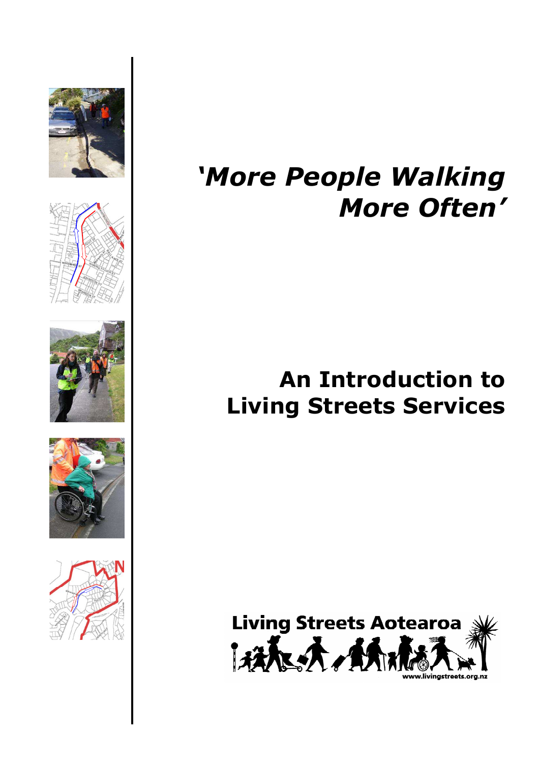# *'More People Walking More Often'*

## An Introduction to Living Streets Services

Living Streets Aotearoa

www.livingstreets.org.nz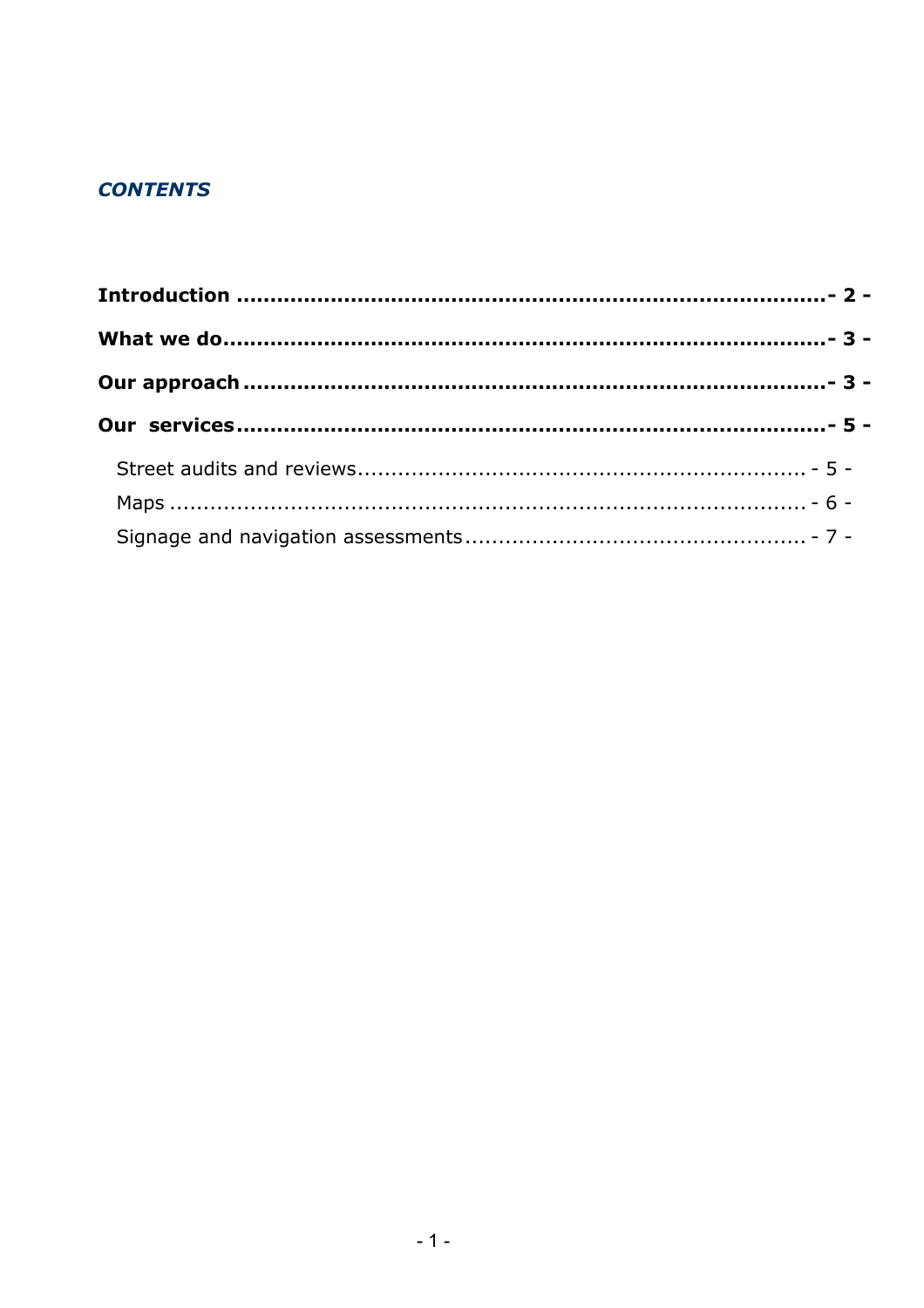## *CONTENTS*

**Introduction ........................................................................- 2 -**

**What we do.........................................................................- 3 -**

**Our approach .......................................................................- 3 -**

**Our services........................................................................- 5 -**

Street audits and reviews.................................................................. - 5 -

Maps ............................................................................................. - 6 -

Signage and navigation assessments.................................................. - 7 -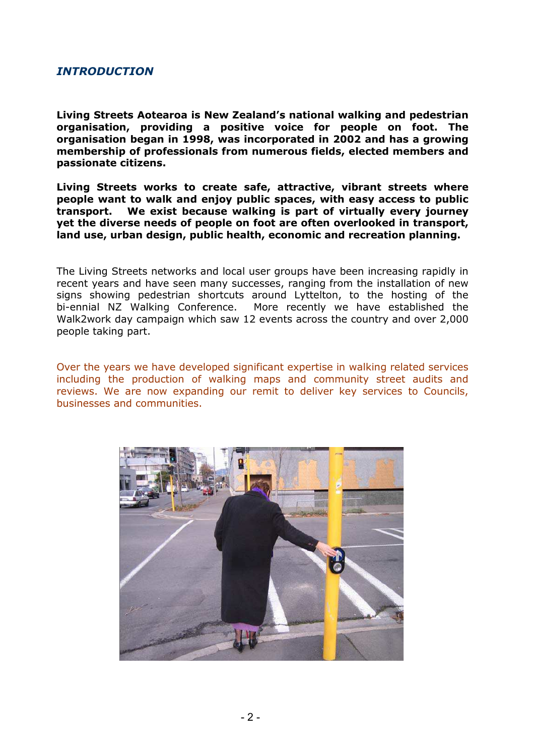## *INTRODUCTION*

**Living Streets Aotearoa is New Zealand's national walking and pedestrian organisation, providing a positive voice for people on foot. The organisation began in 1998, was incorporated in 2002 and has a growing membership of professionals from numerous fields, elected members and passionate citizens.**

**Living Streets works to create safe, attractive, vibrant streets where people want to walk and enjoy public spaces, with easy access to public transport. We exist because walking is part of virtually every journey yet the diverse needs of people on foot are often overlooked in transport, land use, urban design, public health, economic and recreation planning.**

The Living Streets networks and local user groups have been increasing rapidly in recent years and have seen many successes, ranging from the installation of new signs showing pedestrian shortcuts around Lyttelton, to the hosting of the bi-ennial NZ Walking Conference. More recently we have established the Walk2work day campaign which saw 12 events across the country and over 2,000 people taking part.

Over the years we have developed significant expertise in walking related services including the production of walking maps and community street audits and reviews. We are now expanding our remit to deliver key services to Councils, businesses and communities.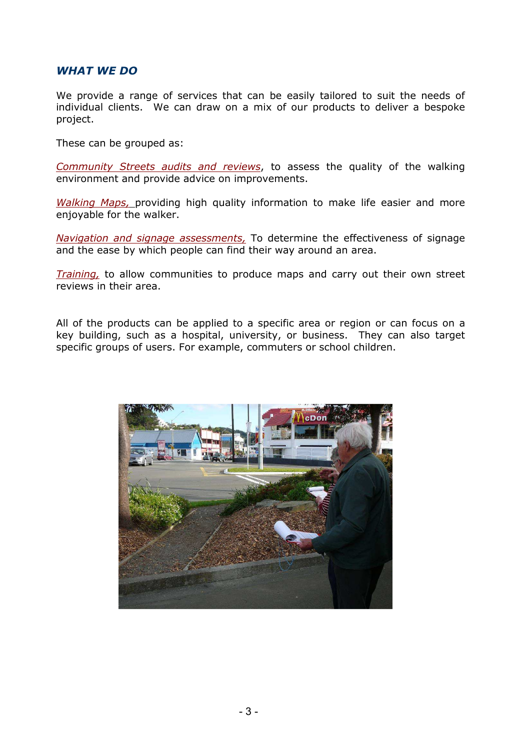## *WHAT WE DO*

We provide a range of services that can be easily tailored to suit the needs of individual clients. We can draw on a mix of our products to deliver a bespoke project.

These can be grouped as:

*Community Streets audits and reviews*, to assess the quality of the walking environment and provide advice on improvements.

*Walking Maps,* providing high quality information to make life easier and more enjoyable for the walker.

*Navigation and signage assessments,* To determine the effectiveness of signage and the ease by which people can find their way around an area.

*Training,* to allow communities to produce maps and carry out their own street reviews in their area.

All of the products can be applied to a specific area or region or can focus on a key building, such as a hospital, university, or business. They can also target specific groups of users. For example, commuters or school children.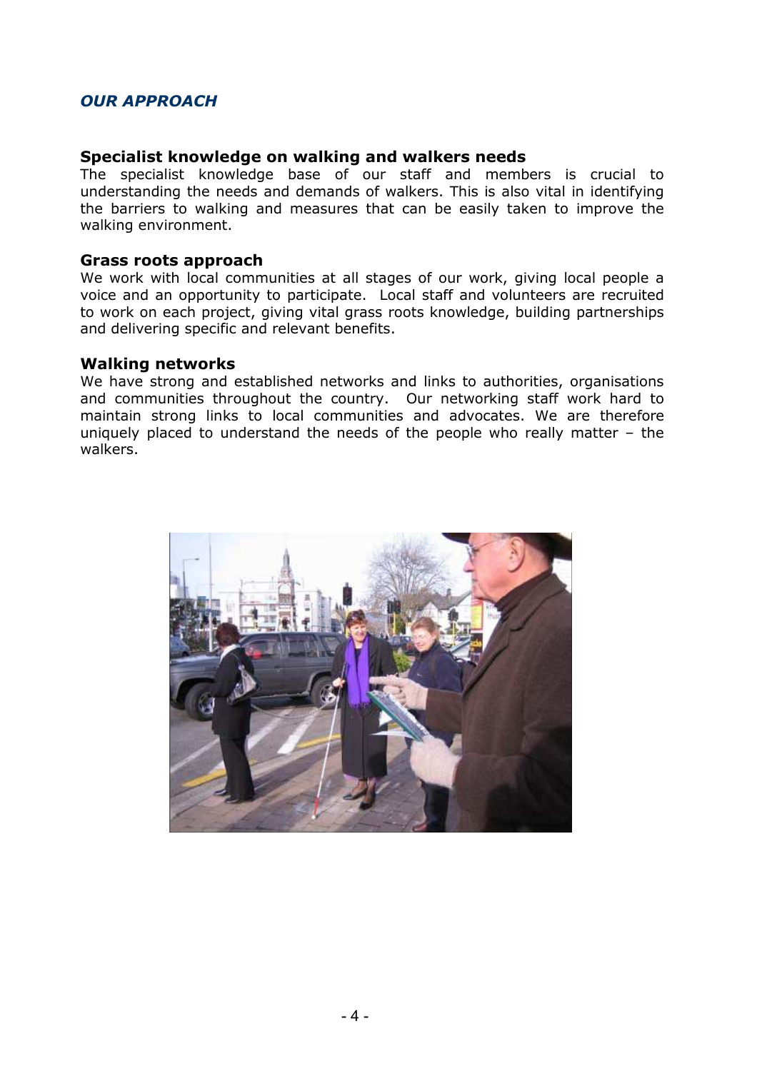## *OUR APPROACH*

### Specialist knowledge on walking and walkers needs

The specialist knowledge base of our staff and members is crucial to understanding the needs and demands of walkers. This is also vital in identifying the barriers to walking and measures that can be easily taken to improve the walking environment.

### Grass roots approach

We work with local communities at all stages of our work, giving local people a voice and an opportunity to participate. Local staff and volunteers are recruited to work on each project, giving vital grass roots knowledge, building partnerships and delivering specific and relevant benefits.

### Walking networks

We have strong and established networks and links to authorities, organisations and communities throughout the country. Our networking staff work hard to maintain strong links to local communities and advocates. We are therefore uniquely placed to understand the needs of the people who really matter – the walkers.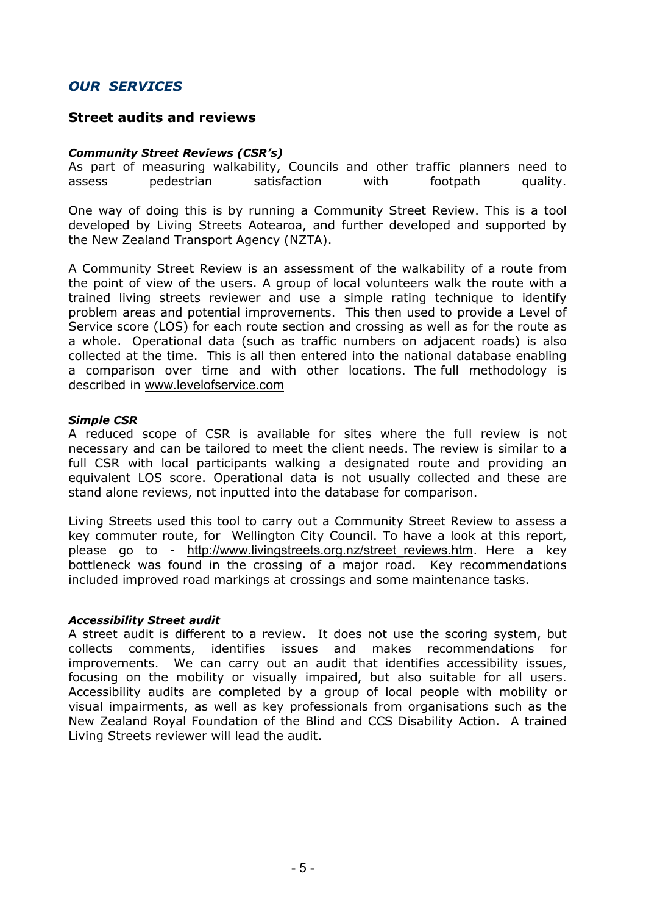## *OUR SERVICES*

### Street audits and reviews

***Community Street Reviews (CSR's)***

As part of measuring walkability, Councils and other traffic planners need to assess pedestrian satisfaction with footpath quality.

One way of doing this is by running a Community Street Review. This is a tool developed by Living Streets Aotearoa, and further developed and supported by the New Zealand Transport Agency (NZTA).

A Community Street Review is an assessment of the walkability of a route from the point of view of the users. A group of local volunteers walk the route with a trained living streets reviewer and use a simple rating technique to identify problem areas and potential improvements. This then used to provide a Level of Service score (LOS) for each route section and crossing as well as for the route as a whole. Operational data (such as traffic numbers on adjacent roads) is also collected at the time. This is all then entered into the national database enabling a comparison over time and with other locations. The full methodology is described in www.levelofservice.com

***Simple CSR***

A reduced scope of CSR is available for sites where the full review is not necessary and can be tailored to meet the client needs. The review is similar to a full CSR with local participants walking a designated route and providing an equivalent LOS score. Operational data is not usually collected and these are stand alone reviews, not inputted into the database for comparison.

Living Streets used this tool to carry out a Community Street Review to assess a key commuter route, for Wellington City Council. To have a look at this report, please go to - http://www.livingstreets.org.nz/street_reviews.htm. Here a key bottleneck was found in the crossing of a major road. Key recommendations included improved road markings at crossings and some maintenance tasks.

***Accessibility Street audit***

A street audit is different to a review. It does not use the scoring system, but collects comments, identifies issues and makes recommendations for improvements. We can carry out an audit that identifies accessibility issues, focusing on the mobility or visually impaired, but also suitable for all users. Accessibility audits are completed by a group of local people with mobility or visual impairments, as well as key professionals from organisations such as the New Zealand Royal Foundation of the Blind and CCS Disability Action. A trained Living Streets reviewer will lead the audit.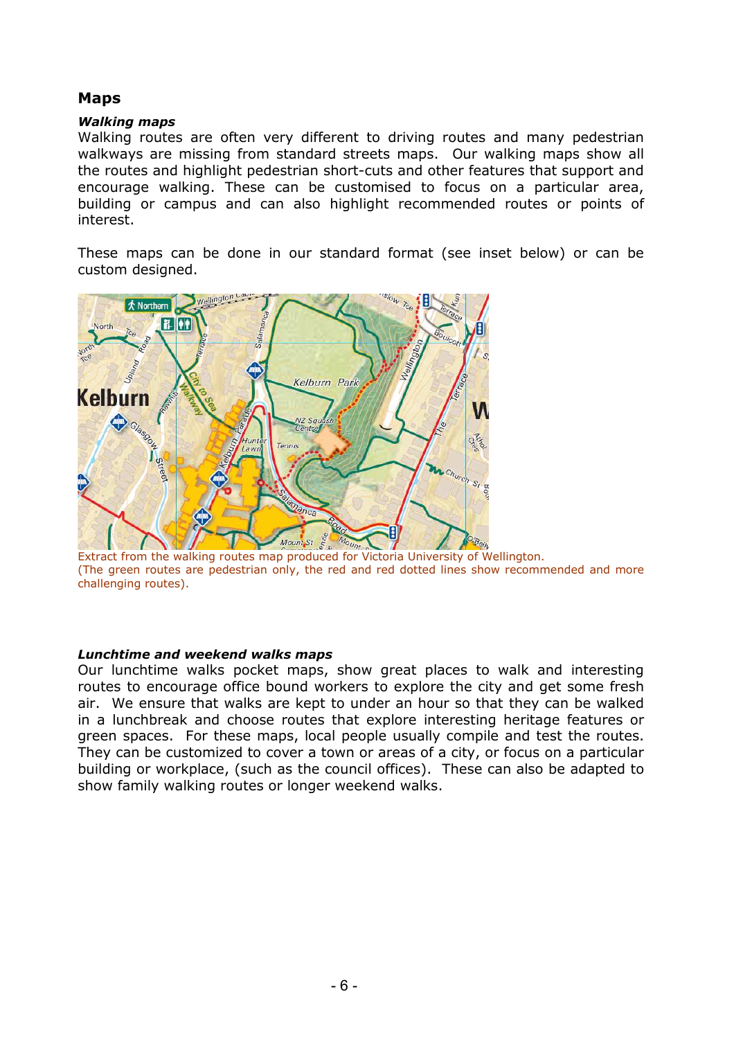## Maps

### *Walking maps*

Walking routes are often very different to driving routes and many pedestrian walkways are missing from standard streets maps. Our walking maps show all the routes and highlight pedestrian short-cuts and other features that support and encourage walking. These can be customised to focus on a particular area, building or campus and can also highlight recommended routes or points of interest.

These maps can be done in our standard format (see inset below) or can be custom designed.

Extract from the walking routes map produced for Victoria University of Wellington.
(The green routes are pedestrian only, the red and red dotted lines show recommended and more challenging routes).

### *Lunchtime and weekend walks maps*

Our lunchtime walks pocket maps, show great places to walk and interesting routes to encourage office bound workers to explore the city and get some fresh air. We ensure that walks are kept to under an hour so that they can be walked in a lunchbreak and choose routes that explore interesting heritage features or green spaces. For these maps, local people usually compile and test the routes. They can be customized to cover a town or areas of a city, or focus on a particular building or workplace, (such as the council offices). These can also be adapted to show family walking routes or longer weekend walks.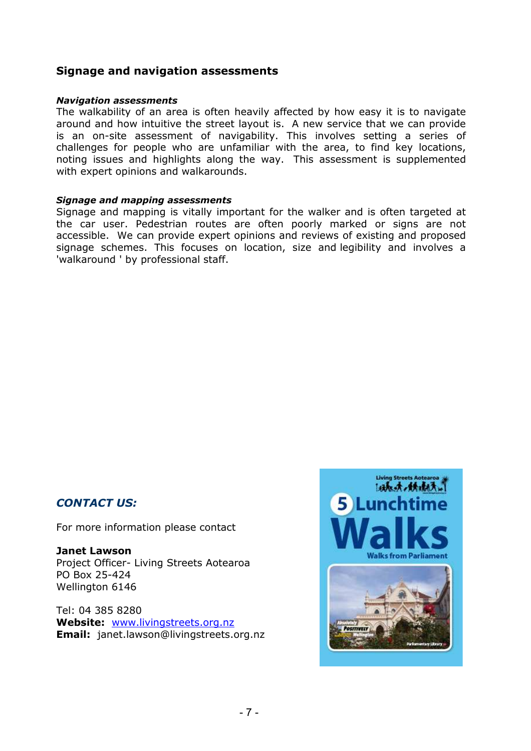## Signage and navigation assessments

***Navigation assessments***

The walkability of an area is often heavily affected by how easy it is to navigate around and how intuitive the street layout is. A new service that we can provide is an on-site assessment of navigability. This involves setting a series of challenges for people who are unfamiliar with the area, to find key locations, noting issues and highlights along the way. This assessment is supplemented with expert opinions and walkarounds.

***Signage and mapping assessments***

Signage and mapping is vitally important for the walker and is often targeted at the car user. Pedestrian routes are often poorly marked or signs are not accessible. We can provide expert opinions and reviews of existing and proposed signage schemes. This focuses on location, size and legibility and involves a 'walkaround ' by professional staff.

### *CONTACT US:*

For more information please contact

**Janet Lawson**
Project Officer- Living Streets Aotearoa
PO Box 25-424
Wellington 6146

Tel: 04 385 8280
**Website:** www.livingstreets.org.nz
**Email:** janet.lawson@livingstreets.org.nz